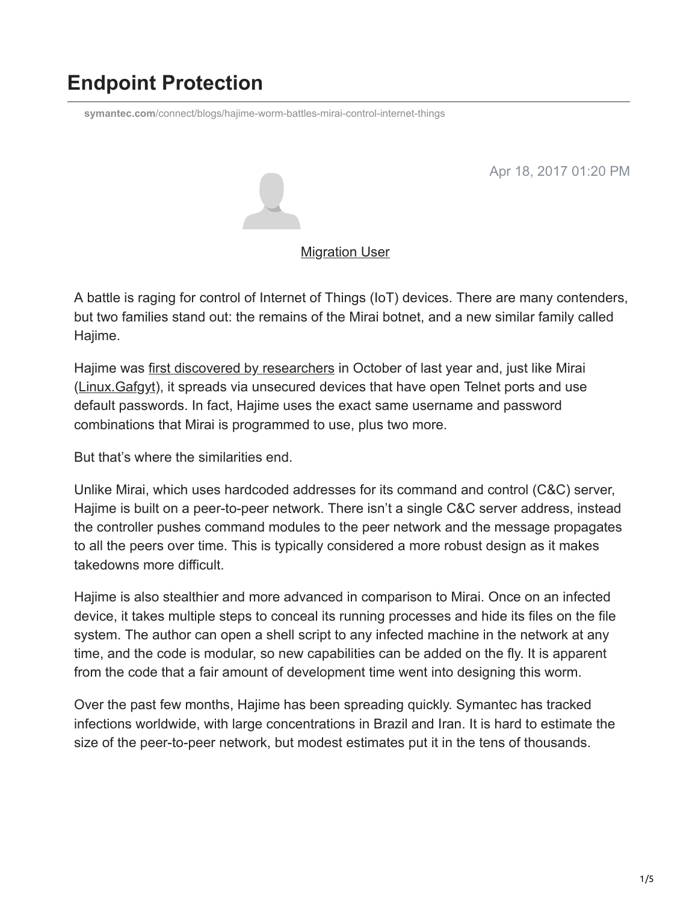# Endpoint Protection

symantec.com/connect/blogs/hajime-worm-battles-mirai-control-internet-things

Apr 18, 2017 01:20 PM

Migration User

A battle is raging for control of Internet of Things (IoT) devices. There are many contenders, but two families stand out: the remains of the Mirai botnet, and a new similar family called Hajime.

Hajime was first discovered by researchers in October of last year and, just like Mirai (Linux.Gafgyt), it spreads via unsecured devices that have open Telnet ports and use default passwords. In fact, Hajime uses the exact same username and password combinations that Mirai is programmed to use, plus two more.

But that's where the similarities end.

Unlike Mirai, which uses hardcoded addresses for its command and control (C&C) server, Hajime is built on a peer-to-peer network. There isn't a single C&C server address, instead the controller pushes command modules to the peer network and the message propagates to all the peers over time. This is typically considered a more robust design as it makes takedowns more difficult.

Hajime is also stealthier and more advanced in comparison to Mirai. Once on an infected device, it takes multiple steps to conceal its running processes and hide its files on the file system. The author can open a shell script to any infected machine in the network at any time, and the code is modular, so new capabilities can be added on the fly. It is apparent from the code that a fair amount of development time went into designing this worm.

Over the past few months, Hajime has been spreading quickly. Symantec has tracked infections worldwide, with large concentrations in Brazil and Iran. It is hard to estimate the size of the peer-to-peer network, but modest estimates put it in the tens of thousands.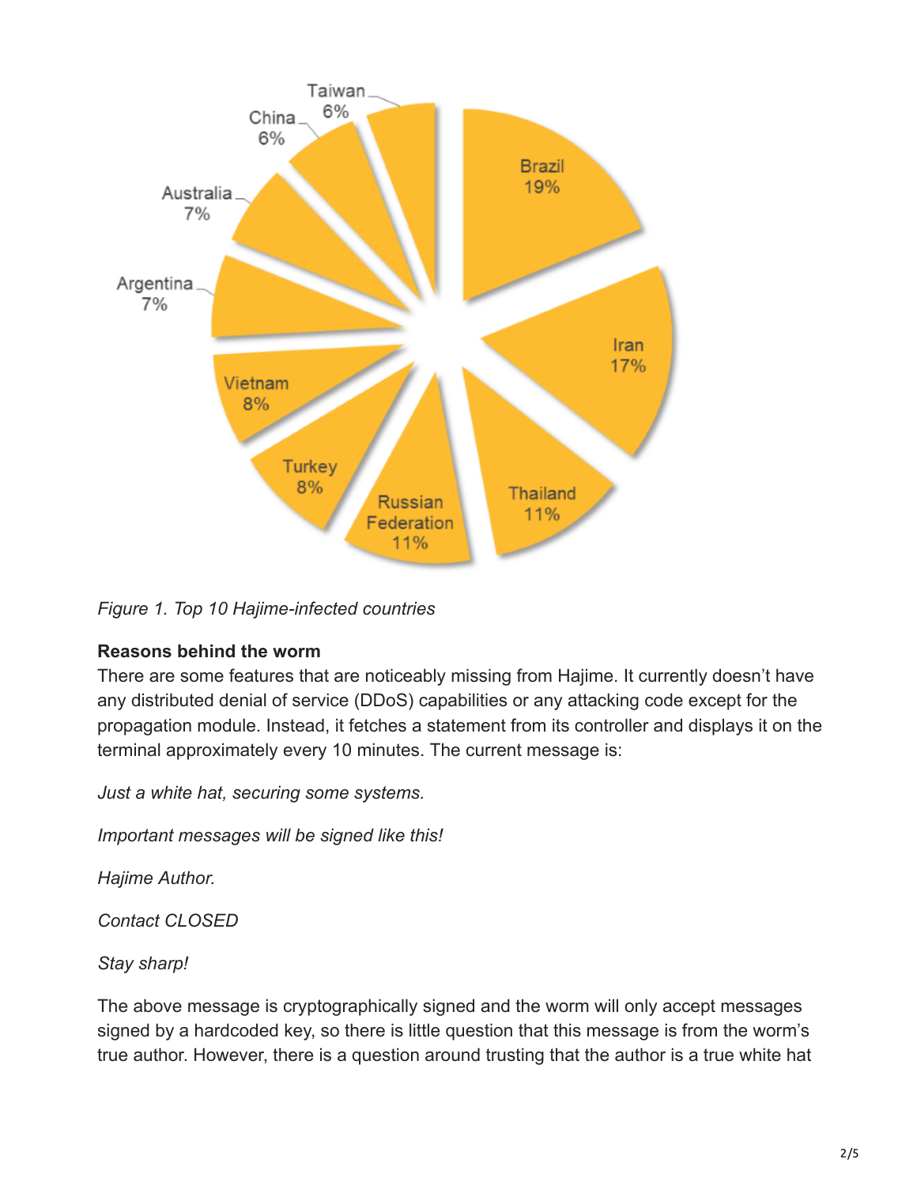*Figure 1. Top 10 Hajime-infected countries*

**Reasons behind the worm**

There are some features that are noticeably missing from Hajime. It currently doesn't have any distributed denial of service (DDoS) capabilities or any attacking code except for the propagation module. Instead, it fetches a statement from its controller and displays it on the terminal approximately every 10 minutes. The current message is:

*Just a white hat, securing some systems.*

*Important messages will be signed like this!*

*Hajime Author.*

*Contact CLOSED*

*Stay sharp!*

The above message is cryptographically signed and the worm will only accept messages signed by a hardcoded key, so there is little question that this message is from the worm's true author. However, there is a question around trusting that the author is a true white hat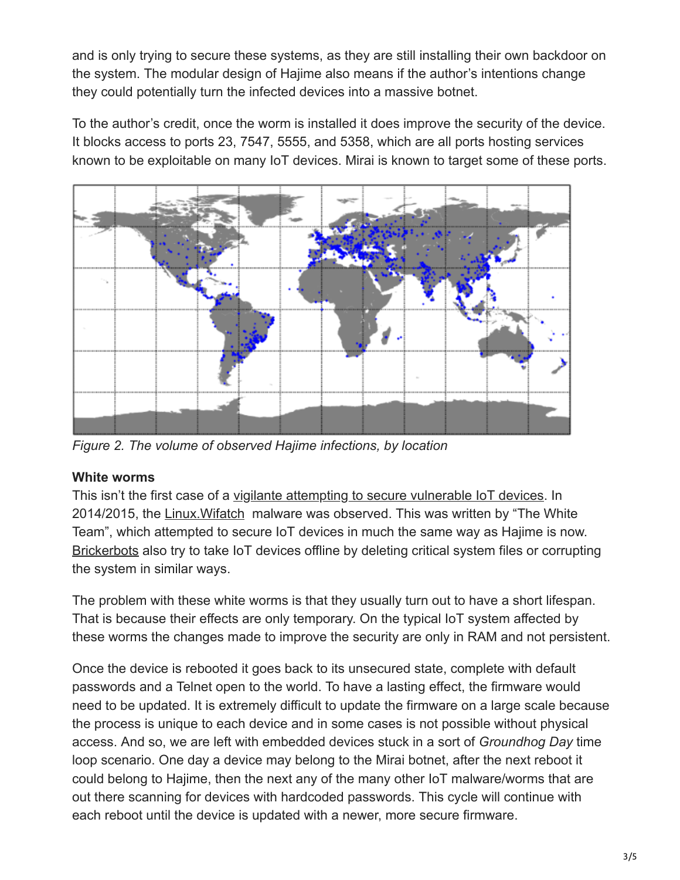and is only trying to secure these systems, as they are still installing their own backdoor on the system. The modular design of Hajime also means if the author's intentions change they could potentially turn the infected devices into a massive botnet.

To the author's credit, once the worm is installed it does improve the security of the device. It blocks access to ports 23, 7547, 5555, and 5358, which are all ports hosting services known to be exploitable on many IoT devices. Mirai is known to target some of these ports.

*Figure 2. The volume of observed Hajime infections, by location*

**White worms**

This isn't the first case of a vigilante attempting to secure vulnerable IoT devices. In 2014/2015, the Linux.Wifatch malware was observed. This was written by "The White Team", which attempted to secure IoT devices in much the same way as Hajime is now. Brickerbots also try to take IoT devices offline by deleting critical system files or corrupting the system in similar ways.

The problem with these white worms is that they usually turn out to have a short lifespan. That is because their effects are only temporary. On the typical IoT system affected by these worms the changes made to improve the security are only in RAM and not persistent.

Once the device is rebooted it goes back to its unsecured state, complete with default passwords and a Telnet open to the world. To have a lasting effect, the firmware would need to be updated. It is extremely difficult to update the firmware on a large scale because the process is unique to each device and in some cases is not possible without physical access. And so, we are left with embedded devices stuck in a sort of *Groundhog Day* time loop scenario. One day a device may belong to the Mirai botnet, after the next reboot it could belong to Hajime, then the next any of the many other IoT malware/worms that are out there scanning for devices with hardcoded passwords. This cycle will continue with each reboot until the device is updated with a newer, more secure firmware.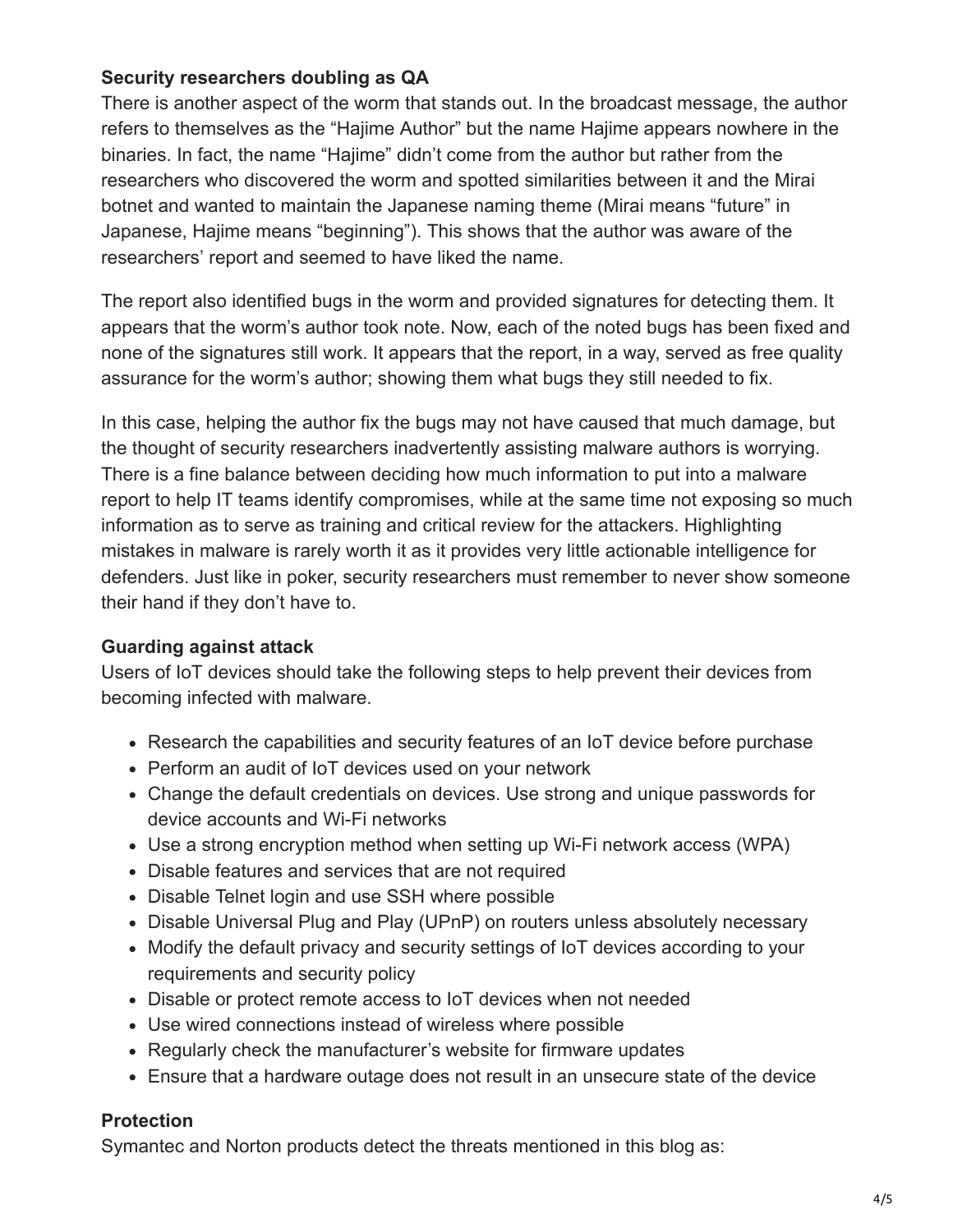**Security researchers doubling as QA**

There is another aspect of the worm that stands out. In the broadcast message, the author refers to themselves as the “Hajime Author” but the name Hajime appears nowhere in the binaries. In fact, the name “Hajime” didn’t come from the author but rather from the researchers who discovered the worm and spotted similarities between it and the Mirai botnet and wanted to maintain the Japanese naming theme (Mirai means “future” in Japanese, Hajime means “beginning”). This shows that the author was aware of the researchers’ report and seemed to have liked the name.

The report also identified bugs in the worm and provided signatures for detecting them. It appears that the worm’s author took note. Now, each of the noted bugs has been fixed and none of the signatures still work. It appears that the report, in a way, served as free quality assurance for the worm’s author; showing them what bugs they still needed to fix.

In this case, helping the author fix the bugs may not have caused that much damage, but the thought of security researchers inadvertently assisting malware authors is worrying. There is a fine balance between deciding how much information to put into a malware report to help IT teams identify compromises, while at the same time not exposing so much information as to serve as training and critical review for the attackers. Highlighting mistakes in malware is rarely worth it as it provides very little actionable intelligence for defenders. Just like in poker, security researchers must remember to never show someone their hand if they don’t have to.

**Guarding against attack**

Users of IoT devices should take the following steps to help prevent their devices from becoming infected with malware.

- Research the capabilities and security features of an IoT device before purchase
- Perform an audit of IoT devices used on your network
- Change the default credentials on devices. Use strong and unique passwords for device accounts and Wi-Fi networks
- Use a strong encryption method when setting up Wi-Fi network access (WPA)
- Disable features and services that are not required
- Disable Telnet login and use SSH where possible
- Disable Universal Plug and Play (UPnP) on routers unless absolutely necessary
- Modify the default privacy and security settings of IoT devices according to your requirements and security policy
- Disable or protect remote access to IoT devices when not needed
- Use wired connections instead of wireless where possible
- Regularly check the manufacturer’s website for firmware updates
- Ensure that a hardware outage does not result in an unsecure state of the device

**Protection**

Symantec and Norton products detect the threats mentioned in this blog as: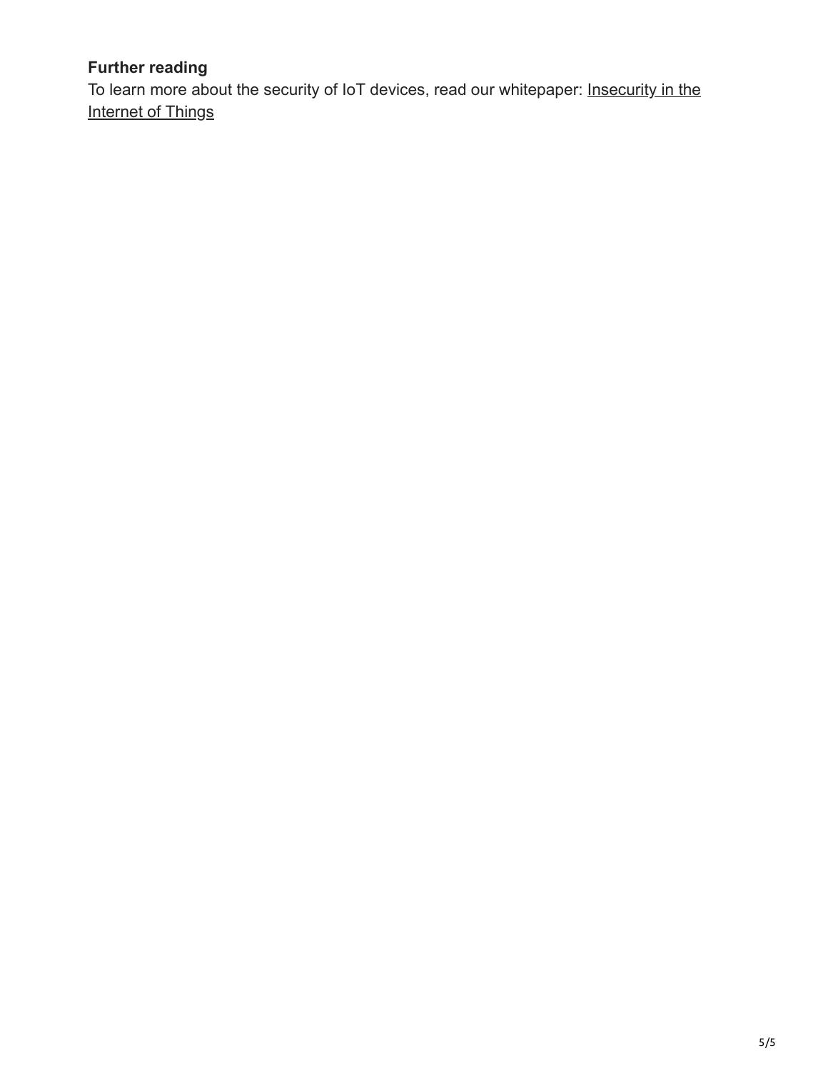**Further reading**

To learn more about the security of IoT devices, read our whitepaper: Insecurity in the Internet of Things